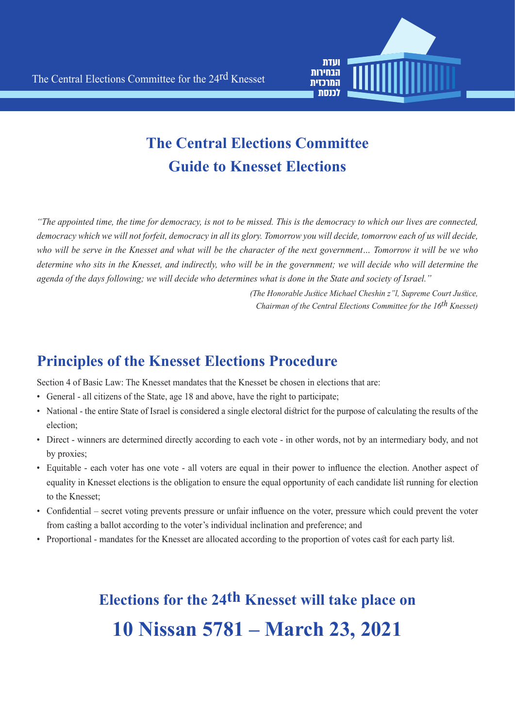The Central Elections Committee for the 24rd Knesset

ועדת הבחירות המרכזית לכנסת

# The Central Elections Committee Guide to Knesset Elections

*"The appointed time, the time for democracy, is not to be missed. This is the democracy to which our lives are connected, democracy which we will not forfeit, democracy in all its glory. Tomorrow you will decide, tomorrow each of us will decide, who will be serve in the Knesset and what will be the character of the next government… Tomorrow it will be we who determine who sits in the Knesset, and indirectly, who will be in the government; we will decide who will determine the agenda of the days following; we will decide who determines what is done in the State and society of Israel."*

*(The Honorable Justice Michael Cheshin z"l, Supreme Court Justice, Chairman of the Central Elections Committee for the 16th Knesset)*

## Principles of the Knesset Elections Procedure

Section 4 of Basic Law: The Knesset mandates that the Knesset be chosen in elections that are:

- General - all citizens of the State, age 18 and above, have the right to participate;
- National - the entire State of Israel is considered a single electoral district for the purpose of calculating the results of the election;
- Direct - winners are determined directly according to each vote - in other words, not by an intermediary body, and not by proxies;
- Equitable - each voter has one vote - all voters are equal in their power to influence the election. Another aspect of equality in Knesset elections is the obligation to ensure the equal opportunity of each candidate list running for election to the Knesset;
- Confidential – secret voting prevents pressure or unfair influence on the voter, pressure which could prevent the voter from casting a ballot according to the voter's individual inclination and preference; and
- Proportional - mandates for the Knesset are allocated according to the proportion of votes cast for each party list.

## Elections for the 24th Knesset will take place on

# 10 Nissan 5781 – March 23, 2021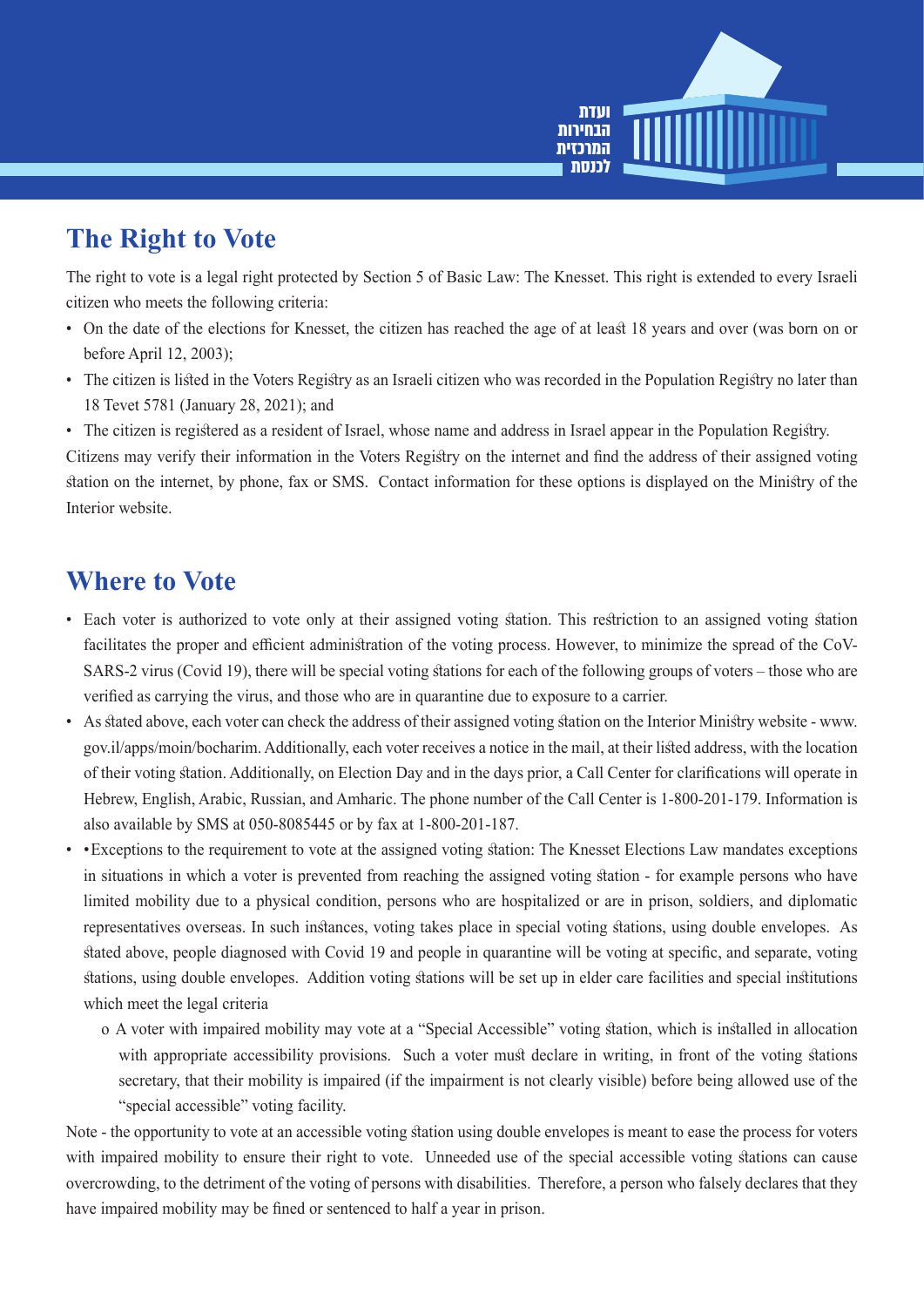ועדת
הבחירות
המרכזית
לכנסת

## The Right to Vote

The right to vote is a legal right protected by Section 5 of Basic Law: The Knesset. This right is extended to every Israeli citizen who meets the following criteria:

- On the date of the elections for Knesset, the citizen has reached the age of at least 18 years and over (was born on or before April 12, 2003);
- The citizen is listed in the Voters Registry as an Israeli citizen who was recorded in the Population Registry no later than 18 Tevet 5781 (January 28, 2021); and
- The citizen is registered as a resident of Israel, whose name and address in Israel appear in the Population Registry.

Citizens may verify their information in the Voters Registry on the internet and find the address of their assigned voting station on the internet, by phone, fax or SMS. Contact information for these options is displayed on the Ministry of the Interior website.

## Where to Vote

- Each voter is authorized to vote only at their assigned voting station. This restriction to an assigned voting station facilitates the proper and efficient administration of the voting process. However, to minimize the spread of the CoV-SARS-2 virus (Covid 19), there will be special voting stations for each of the following groups of voters – those who are verified as carrying the virus, and those who are in quarantine due to exposure to a carrier.
- As stated above, each voter can check the address of their assigned voting station on the Interior Ministry website - www.gov.il/apps/moin/bocharim. Additionally, each voter receives a notice in the mail, at their listed address, with the location of their voting station. Additionally, on Election Day and in the days prior, a Call Center for clarifications will operate in Hebrew, English, Arabic, Russian, and Amharic. The phone number of the Call Center is 1-800-201-179. Information is also available by SMS at 050-8085445 or by fax at 1-800-201-187.
- •Exceptions to the requirement to vote at the assigned voting station: The Knesset Elections Law mandates exceptions in situations in which a voter is prevented from reaching the assigned voting station - for example persons who have limited mobility due to a physical condition, persons who are hospitalized or are in prison, soldiers, and diplomatic representatives overseas. In such instances, voting takes place in special voting stations, using double envelopes. As stated above, people diagnosed with Covid 19 and people in quarantine will be voting at specific, and separate, voting stations, using double envelopes. Addition voting stations will be set up in elder care facilities and special institutions which meet the legal criteria
    - o A voter with impaired mobility may vote at a "Special Accessible" voting station, which is installed in allocation with appropriate accessibility provisions. Such a voter must declare in writing, in front of the voting stations secretary, that their mobility is impaired (if the impairment is not clearly visible) before being allowed use of the "special accessible" voting facility.

Note - the opportunity to vote at an accessible voting station using double envelopes is meant to ease the process for voters with impaired mobility to ensure their right to vote. Unneeded use of the special accessible voting stations can cause overcrowding, to the detriment of the voting of persons with disabilities. Therefore, a person who falsely declares that they have impaired mobility may be fined or sentenced to half a year in prison.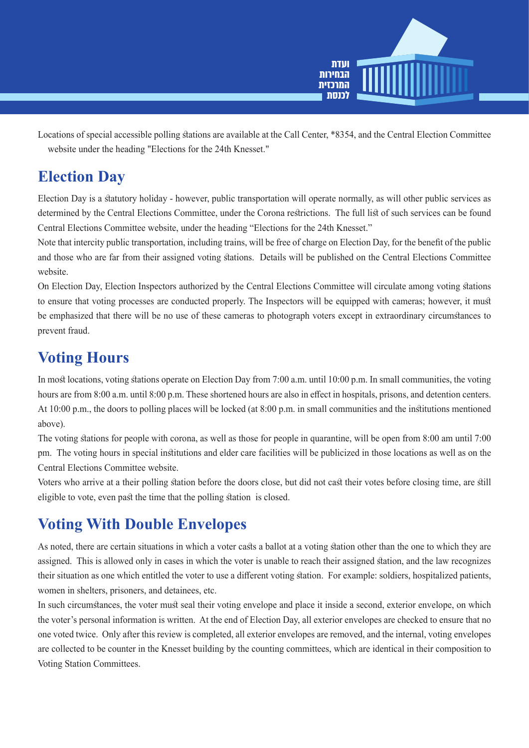Locations of special accessible polling stations are available at the Call Center, *8354, and the Central Election Committee website under the heading "Elections for the 24th Knesset."

## Election Day

Election Day is a statutory holiday - however, public transportation will operate normally, as will other public services as determined by the Central Elections Committee, under the Corona restrictions. The full list of such services can be found Central Elections Committee website, under the heading "Elections for the 24th Knesset."

Note that intercity public transportation, including trains, will be free of charge on Election Day, for the benefit of the public and those who are far from their assigned voting stations. Details will be published on the Central Elections Committee website.

On Election Day, Election Inspectors authorized by the Central Elections Committee will circulate among voting stations to ensure that voting processes are conducted properly. The Inspectors will be equipped with cameras; however, it must be emphasized that there will be no use of these cameras to photograph voters except in extraordinary circumstances to prevent fraud.

## Voting Hours

In most locations, voting stations operate on Election Day from 7:00 a.m. until 10:00 p.m. In small communities, the voting hours are from 8:00 a.m. until 8:00 p.m. These shortened hours are also in effect in hospitals, prisons, and detention centers. At 10:00 p.m., the doors to polling places will be locked (at 8:00 p.m. in small communities and the institutions mentioned above).

The voting stations for people with corona, as well as those for people in quarantine, will be open from 8:00 am until 7:00 pm. The voting hours in special institutions and elder care facilities will be publicized in those locations as well as on the Central Elections Committee website.

Voters who arrive at a their polling station before the doors close, but did not cast their votes before closing time, are still eligible to vote, even past the time that the polling station is closed.

## Voting With Double Envelopes

As noted, there are certain situations in which a voter casts a ballot at a voting station other than the one to which they are assigned. This is allowed only in cases in which the voter is unable to reach their assigned station, and the law recognizes their situation as one which entitled the voter to use a different voting station. For example: soldiers, hospitalized patients, women in shelters, prisoners, and detainees, etc.

In such circumstances, the voter must seal their voting envelope and place it inside a second, exterior envelope, on which the voter's personal information is written. At the end of Election Day, all exterior envelopes are checked to ensure that no one voted twice. Only after this review is completed, all exterior envelopes are removed, and the internal, voting envelopes are collected to be counter in the Knesset building by the counting committees, which are identical in their composition to Voting Station Committees.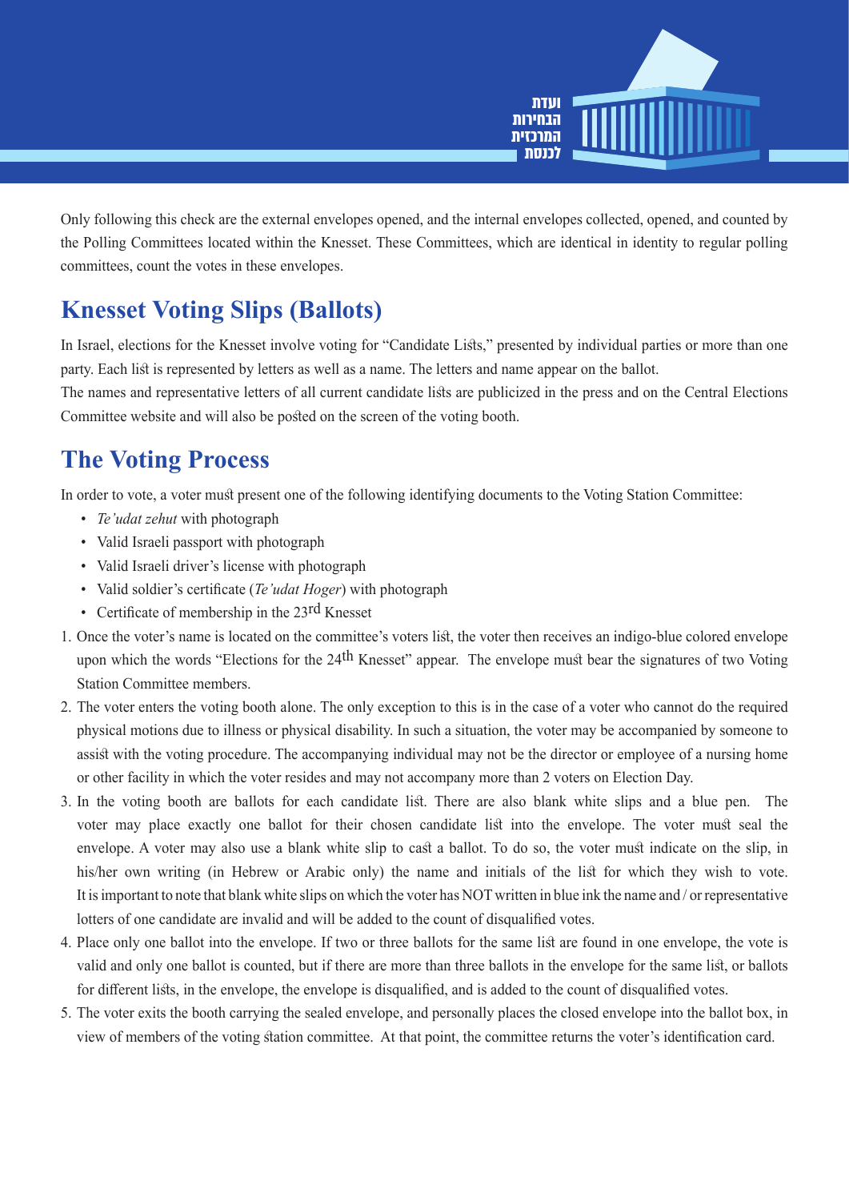Only following this check are the external envelopes opened, and the internal envelopes collected, opened, and counted by the Polling Committees located within the Knesset. These Committees, which are identical in identity to regular polling committees, count the votes in these envelopes.

## Knesset Voting Slips (Ballots)

In Israel, elections for the Knesset involve voting for "Candidate Lists," presented by individual parties or more than one party. Each list is represented by letters as well as a name. The letters and name appear on the ballot.
The names and representative letters of all current candidate lists are publicized in the press and on the Central Elections Committee website and will also be posted on the screen of the voting booth.

## The Voting Process

In order to vote, a voter must present one of the following identifying documents to the Voting Station Committee:

- *Te'udat zehut* with photograph
- Valid Israeli passport with photograph
- Valid Israeli driver's license with photograph
- Valid soldier's certificate (*Te'udat Hoger*) with photograph
- Certificate of membership in the 23rd Knesset

1. Once the voter's name is located on the committee's voters list, the voter then receives an indigo-blue colored envelope upon which the words "Elections for the 24th Knesset" appear. The envelope must bear the signatures of two Voting Station Committee members.
2. The voter enters the voting booth alone. The only exception to this is in the case of a voter who cannot do the required physical motions due to illness or physical disability. In such a situation, the voter may be accompanied by someone to assist with the voting procedure. The accompanying individual may not be the director or employee of a nursing home or other facility in which the voter resides and may not accompany more than 2 voters on Election Day.
3. In the voting booth are ballots for each candidate list. There are also blank white slips and a blue pen. The voter may place exactly one ballot for their chosen candidate list into the envelope. The voter must seal the envelope. A voter may also use a blank white slip to cast a ballot. To do so, the voter must indicate on the slip, in his/her own writing (in Hebrew or Arabic only) the name and initials of the list for which they wish to vote. It is important to note that blank white slips on which the voter has NOT written in blue ink the name and / or representative lotters of one candidate are invalid and will be added to the count of disqualified votes.
4. Place only one ballot into the envelope. If two or three ballots for the same list are found in one envelope, the vote is valid and only one ballot is counted, but if there are more than three ballots in the envelope for the same list, or ballots for different lists, in the envelope, the envelope is disqualified, and is added to the count of disqualified votes.
5. The voter exits the booth carrying the sealed envelope, and personally places the closed envelope into the ballot box, in view of members of the voting station committee. At that point, the committee returns the voter's identification card.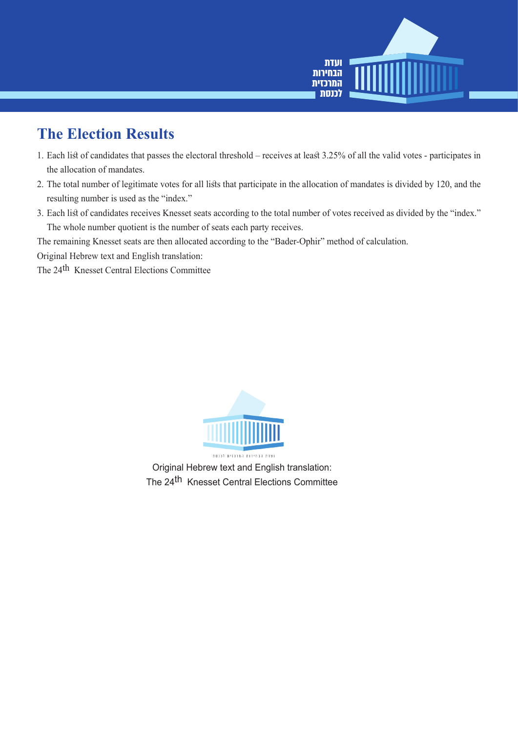# The Election Results

1. Each list of candidates that passes the electoral threshold – receives at least 3.25% of all the valid votes - participates in the allocation of mandates.
2. The total number of legitimate votes for all lists that participate in the allocation of mandates is divided by 120, and the resulting number is used as the "index."
3. Each list of candidates receives Knesset seats according to the total number of votes received as divided by the "index." The whole number quotient is the number of seats each party receives.

The remaining Knesset seats are then allocated according to the "Bader-Ophir" method of calculation.

Original Hebrew text and English translation:

The 24th Knesset Central Elections Committee

Original Hebrew text and English translation:
The 24th Knesset Central Elections Committee